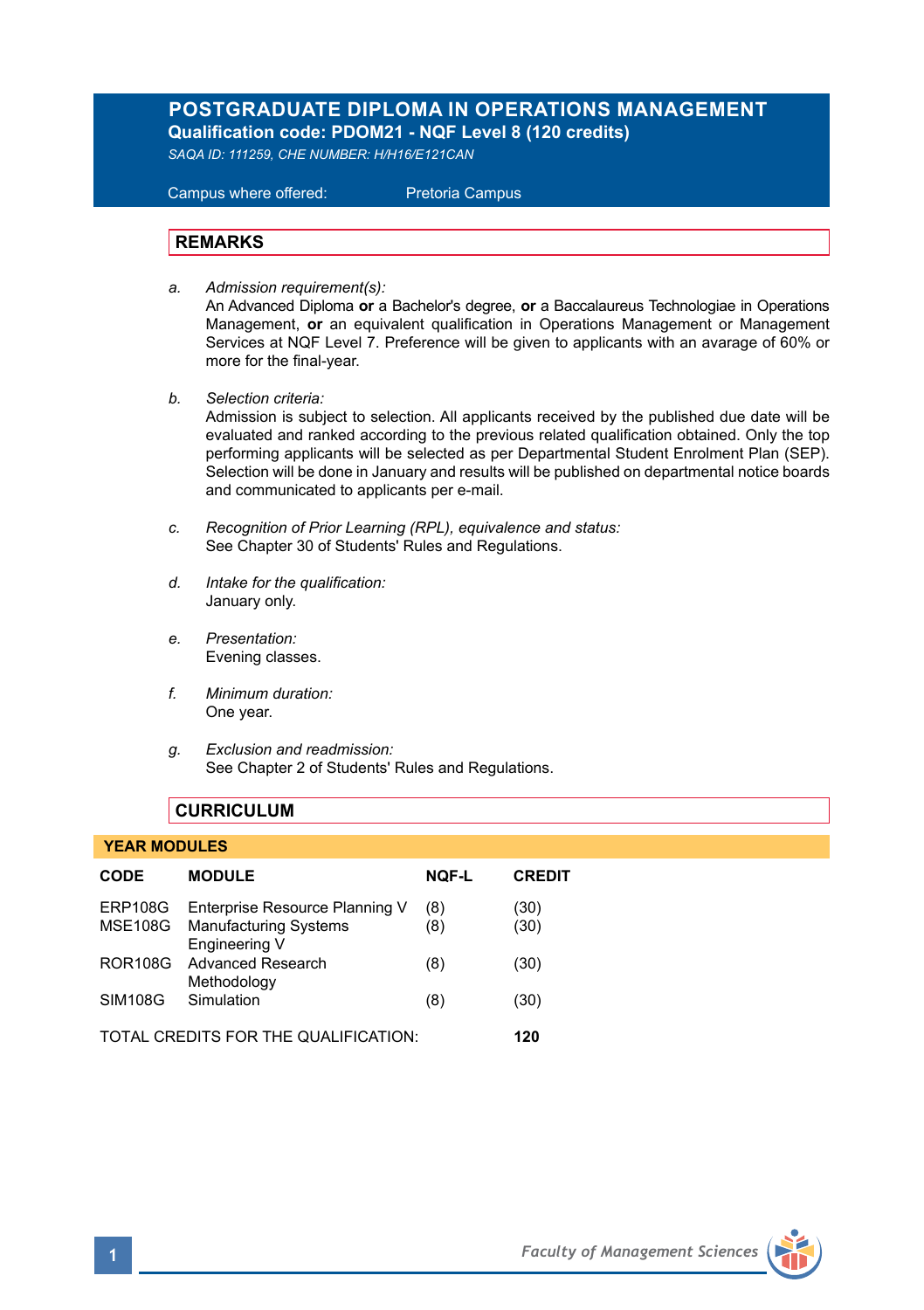# POSTGRADUATE DIPLOMA IN OPERATIONS MANAGEMENT

**Qualification code: PDOM21 - NQF Level 8 (120 credits)**

*SAQA ID: 111259, CHE NUMBER: H/H16/E121CAN*

Campus where offered: Pretoria Campus

## REMARKS

a. *Admission requirement(s):*
An Advanced Diploma **or** a Bachelor's degree, **or** a Baccalaureus Technologiae in Operations Management, **or** an equivalent qualification in Operations Management or Management Services at NQF Level 7. Preference will be given to applicants with an avarage of 60% or more for the final-year.

b. *Selection criteria:*
Admission is subject to selection. All applicants received by the published due date will be evaluated and ranked according to the previous related qualification obtained. Only the top performing applicants will be selected as per Departmental Student Enrolment Plan (SEP). Selection will be done in January and results will be published on departmental notice boards and communicated to applicants per e-mail.

c. *Recognition of Prior Learning (RPL), equivalence and status:*
See Chapter 30 of Students' Rules and Regulations.

d. *Intake for the qualification:*
January only.

e. *Presentation:*
Evening classes.

f. *Minimum duration:*
One year.

g. *Exclusion and readmission:*
See Chapter 2 of Students' Rules and Regulations.

## CURRICULUM

### YEAR MODULES

| CODE | MODULE | NQF-L | CREDIT |
|---|---|---|---|
| ERP108G | Enterprise Resource Planning V | (8) | (30) |
| MSE108G | Manufacturing Systems Engineering V | (8) | (30) |
| ROR108G | Advanced Research Methodology | (8) | (30) |
| SIM108G | Simulation | (8) | (30) |
| TOTAL CREDITS FOR THE QUALIFICATION: | | | **120** |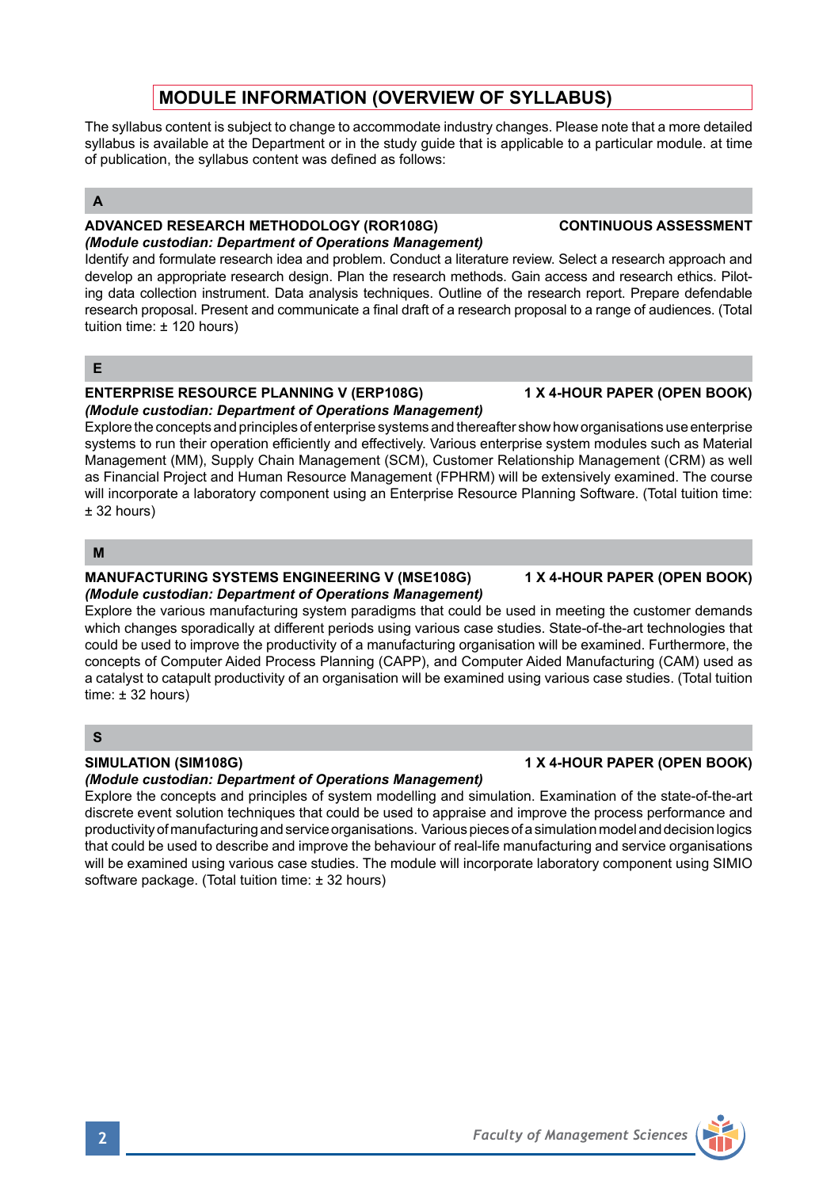## MODULE INFORMATION (OVERVIEW OF SYLLABUS)

The syllabus content is subject to change to accommodate industry changes. Please note that a more detailed syllabus is available at the Department or in the study guide that is applicable to a particular module. at time of publication, the syllabus content was defined as follows:

### A

**ADVANCED RESEARCH METHODOLOGY (ROR108G)** **CONTINUOUS ASSESSMENT**
***(Module custodian: Department of Operations Management)***
Identify and formulate research idea and problem. Conduct a literature review. Select a research approach and develop an appropriate research design. Plan the research methods. Gain access and research ethics. Piloting data collection instrument. Data analysis techniques. Outline of the research report. Prepare defendable research proposal. Present and communicate a final draft of a research proposal to a range of audiences. (Total tuition time: ± 120 hours)

### E

**ENTERPRISE RESOURCE PLANNING V (ERP108G)** **1 X 4-HOUR PAPER (OPEN BOOK)**
***(Module custodian: Department of Operations Management)***
Explore the concepts and principles of enterprise systems and thereafter show how organisations use enterprise systems to run their operation efficiently and effectively. Various enterprise system modules such as Material Management (MM), Supply Chain Management (SCM), Customer Relationship Management (CRM) as well as Financial Project and Human Resource Management (FPHRM) will be extensively examined. The course will incorporate a laboratory component using an Enterprise Resource Planning Software. (Total tuition time: ± 32 hours)

### M

**MANUFACTURING SYSTEMS ENGINEERING V (MSE108G)** **1 X 4-HOUR PAPER (OPEN BOOK)**
***(Module custodian: Department of Operations Management)***
Explore the various manufacturing system paradigms that could be used in meeting the customer demands which changes sporadically at different periods using various case studies. State-of-the-art technologies that could be used to improve the productivity of a manufacturing organisation will be examined. Furthermore, the concepts of Computer Aided Process Planning (CAPP), and Computer Aided Manufacturing (CAM) used as a catalyst to catapult productivity of an organisation will be examined using various case studies. (Total tuition time: ± 32 hours)

### S

**SIMULATION (SIM108G)** **1 X 4-HOUR PAPER (OPEN BOOK)**
***(Module custodian: Department of Operations Management)***
Explore the concepts and principles of system modelling and simulation. Examination of the state-of-the-art discrete event solution techniques that could be used to appraise and improve the process performance and productivity of manufacturing and service organisations. Various pieces of a simulation model and decision logics that could be used to describe and improve the behaviour of real-life manufacturing and service organisations will be examined using various case studies. The module will incorporate laboratory component using SIMIO software package. (Total tuition time: ± 32 hours)